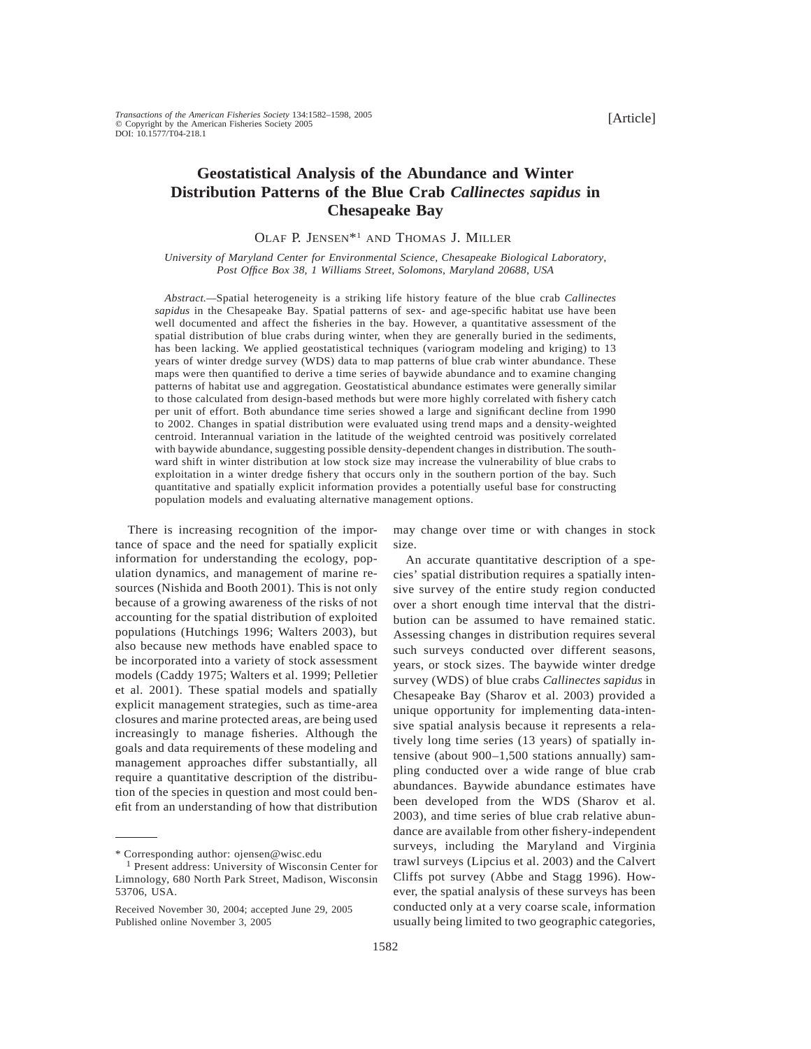# Geostatistical Analysis of the Abundance and Winter Distribution Patterns of the Blue Crab *Callinectes sapidus* in Chesapeake Bay

OLAF P. JENSEN*[1] AND THOMAS J. MILLER

*University of Maryland Center for Environmental Science, Chesapeake Biological Laboratory, Post Office Box 38, 1 Williams Street, Solomons, Maryland 20688, USA*

*Abstract.*—Spatial heterogeneity is a striking life history feature of the blue crab *Callinectes sapidus* in the Chesapeake Bay. Spatial patterns of sex- and age-specific habitat use have been well documented and affect the fisheries in the bay. However, a quantitative assessment of the spatial distribution of blue crabs during winter, when they are generally buried in the sediments, has been lacking. We applied geostatistical techniques (variogram modeling and kriging) to 13 years of winter dredge survey (WDS) data to map patterns of blue crab winter abundance. These maps were then quantified to derive a time series of baywide abundance and to examine changing patterns of habitat use and aggregation. Geostatistical abundance estimates were generally similar to those calculated from design-based methods but were more highly correlated with fishery catch per unit of effort. Both abundance time series showed a large and significant decline from 1990 to 2002. Changes in spatial distribution were evaluated using trend maps and a density-weighted centroid. Interannual variation in the latitude of the weighted centroid was positively correlated with baywide abundance, suggesting possible density-dependent changes in distribution. The southward shift in winter distribution at low stock size may increase the vulnerability of blue crabs to exploitation in a winter dredge fishery that occurs only in the southern portion of the bay. Such quantitative and spatially explicit information provides a potentially useful base for constructing population models and evaluating alternative management options.

There is increasing recognition of the importance of space and the need for spatially explicit information for understanding the ecology, population dynamics, and management of marine resources (Nishida and Booth 2001). This is not only because of a growing awareness of the risks of not accounting for the spatial distribution of exploited populations (Hutchings 1996; Walters 2003), but also because new methods have enabled space to be incorporated into a variety of stock assessment models (Caddy 1975; Walters et al. 1999; Pelletier et al. 2001). These spatial models and spatially explicit management strategies, such as time-area closures and marine protected areas, are being used increasingly to manage fisheries. Although the goals and data requirements of these modeling and management approaches differ substantially, all require a quantitative description of the distribution of the species in question and most could benefit from an understanding of how that distribution may change over time or with changes in stock size.

An accurate quantitative description of a species' spatial distribution requires a spatially intensive survey of the entire study region conducted over a short enough time interval that the distribution can be assumed to have remained static. Assessing changes in distribution requires several such surveys conducted over different seasons, years, or stock sizes. The baywide winter dredge survey (WDS) of blue crabs *Callinectes sapidus* in Chesapeake Bay (Sharov et al. 2003) provided a unique opportunity for implementing data-intensive spatial analysis because it represents a relatively long time series (13 years) of spatially intensive (about 900–1,500 stations annually) sampling conducted over a wide range of blue crab abundances. Baywide abundance estimates have been developed from the WDS (Sharov et al. 2003), and time series of blue crab relative abundance are available from other fishery-independent surveys, including the Maryland and Virginia trawl surveys (Lipcius et al. 2003) and the Calvert Cliffs pot survey (Abbe and Stagg 1996). However, the spatial analysis of these surveys has been conducted only at a very coarse scale, information usually being limited to two geographic categories,

---

* Corresponding author: ojensen@wisc.edu

[1] Present address: University of Wisconsin Center for Limnology, 680 North Park Street, Madison, Wisconsin 53706, USA.

Received November 30, 2004; accepted June 29, 2005
Published online November 3, 2005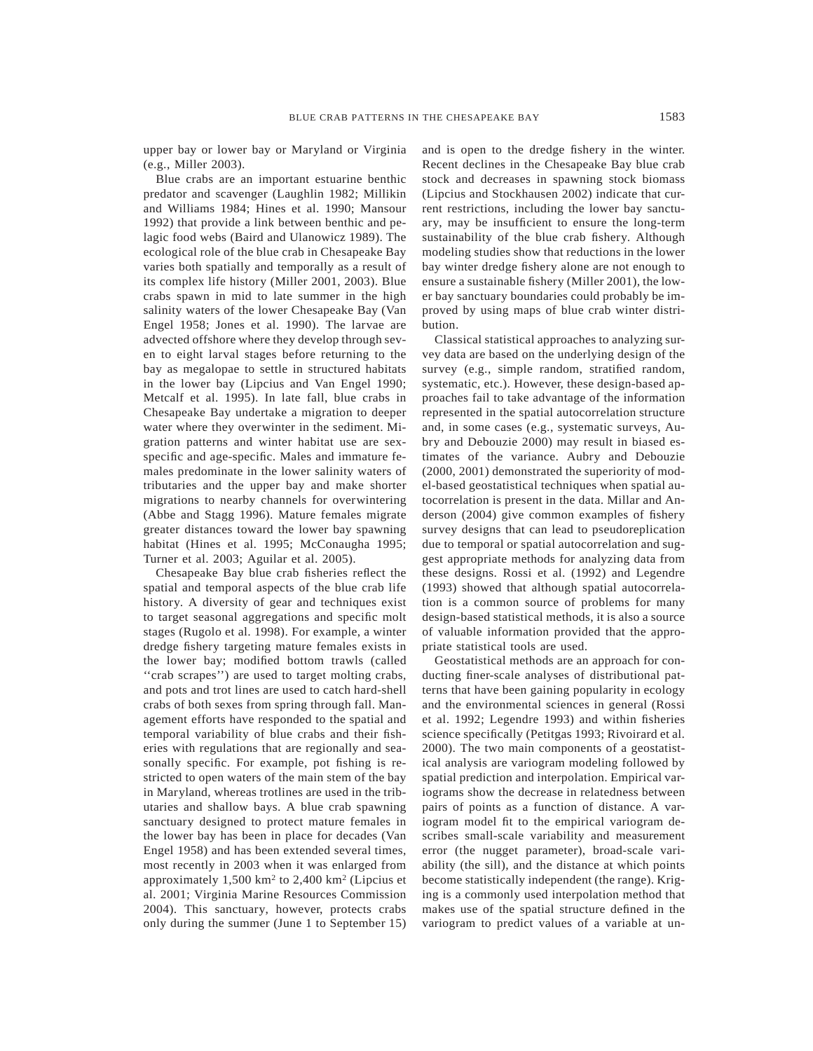upper bay or lower bay or Maryland or Virginia (e.g., Miller 2003).

Blue crabs are an important estuarine benthic predator and scavenger (Laughlin 1982; Millikin and Williams 1984; Hines et al. 1990; Mansour 1992) that provide a link between benthic and pelagic food webs (Baird and Ulanowicz 1989). The ecological role of the blue crab in Chesapeake Bay varies both spatially and temporally as a result of its complex life history (Miller 2001, 2003). Blue crabs spawn in mid to late summer in the high salinity waters of the lower Chesapeake Bay (Van Engel 1958; Jones et al. 1990). The larvae are advected offshore where they develop through seven to eight larval stages before returning to the bay as megalopae to settle in structured habitats in the lower bay (Lipcius and Van Engel 1990; Metcalf et al. 1995). In late fall, blue crabs in Chesapeake Bay undertake a migration to deeper water where they overwinter in the sediment. Migration patterns and winter habitat use are sex-specific and age-specific. Males and immature females predominate in the lower salinity waters of tributaries and the upper bay and make shorter migrations to nearby channels for overwintering (Abbe and Stagg 1996). Mature females migrate greater distances toward the lower bay spawning habitat (Hines et al. 1995; McConaugha 1995; Turner et al. 2003; Aguilar et al. 2005).

Chesapeake Bay blue crab fisheries reflect the spatial and temporal aspects of the blue crab life history. A diversity of gear and techniques exist to target seasonal aggregations and specific molt stages (Rugolo et al. 1998). For example, a winter dredge fishery targeting mature females exists in the lower bay; modified bottom trawls (called ''crab scrapes'') are used to target molting crabs, and pots and trot lines are used to catch hard-shell crabs of both sexes from spring through fall. Management efforts have responded to the spatial and temporal variability of blue crabs and their fisheries with regulations that are regionally and seasonally specific. For example, pot fishing is restricted to open waters of the main stem of the bay in Maryland, whereas trotlines are used in the tributaries and shallow bays. A blue crab spawning sanctuary designed to protect mature females in the lower bay has been in place for decades (Van Engel 1958) and has been extended several times, most recently in 2003 when it was enlarged from approximately 1,500 $km^2$ to 2,400 $km^2$ (Lipcius et al. 2001; Virginia Marine Resources Commission 2004). This sanctuary, however, protects crabs only during the summer (June 1 to September 15) and is open to the dredge fishery in the winter. Recent declines in the Chesapeake Bay blue crab stock and decreases in spawning stock biomass (Lipcius and Stockhausen 2002) indicate that current restrictions, including the lower bay sanctuary, may be insufficient to ensure the long-term sustainability of the blue crab fishery. Although modeling studies show that reductions in the lower bay winter dredge fishery alone are not enough to ensure a sustainable fishery (Miller 2001), the lower bay sanctuary boundaries could probably be improved by using maps of blue crab winter distribution.

Classical statistical approaches to analyzing survey data are based on the underlying design of the survey (e.g., simple random, stratified random, systematic, etc.). However, these design-based approaches fail to take advantage of the information represented in the spatial autocorrelation structure and, in some cases (e.g., systematic surveys, Aubry and Debouzie 2000) may result in biased estimates of the variance. Aubry and Debouzie (2000, 2001) demonstrated the superiority of model-based geostatistical techniques when spatial autocorrelation is present in the data. Millar and Anderson (2004) give common examples of fishery survey designs that can lead to pseudoreplication due to temporal or spatial autocorrelation and suggest appropriate methods for analyzing data from these designs. Rossi et al. (1992) and Legendre (1993) showed that although spatial autocorrelation is a common source of problems for many design-based statistical methods, it is also a source of valuable information provided that the appropriate statistical tools are used.

Geostatistical methods are an approach for conducting finer-scale analyses of distributional patterns that have been gaining popularity in ecology and the environmental sciences in general (Rossi et al. 1992; Legendre 1993) and within fisheries science specifically (Petitgas 1993; Rivoirard et al. 2000). The two main components of a geostatistical analysis are variogram modeling followed by spatial prediction and interpolation. Empirical variograms show the decrease in relatedness between pairs of points as a function of distance. A variogram model fit to the empirical variogram describes small-scale variability and measurement error (the nugget parameter), broad-scale variability (the sill), and the distance at which points become statistically independent (the range). Kriging is a commonly used interpolation method that makes use of the spatial structure defined in the variogram to predict values of a variable at un-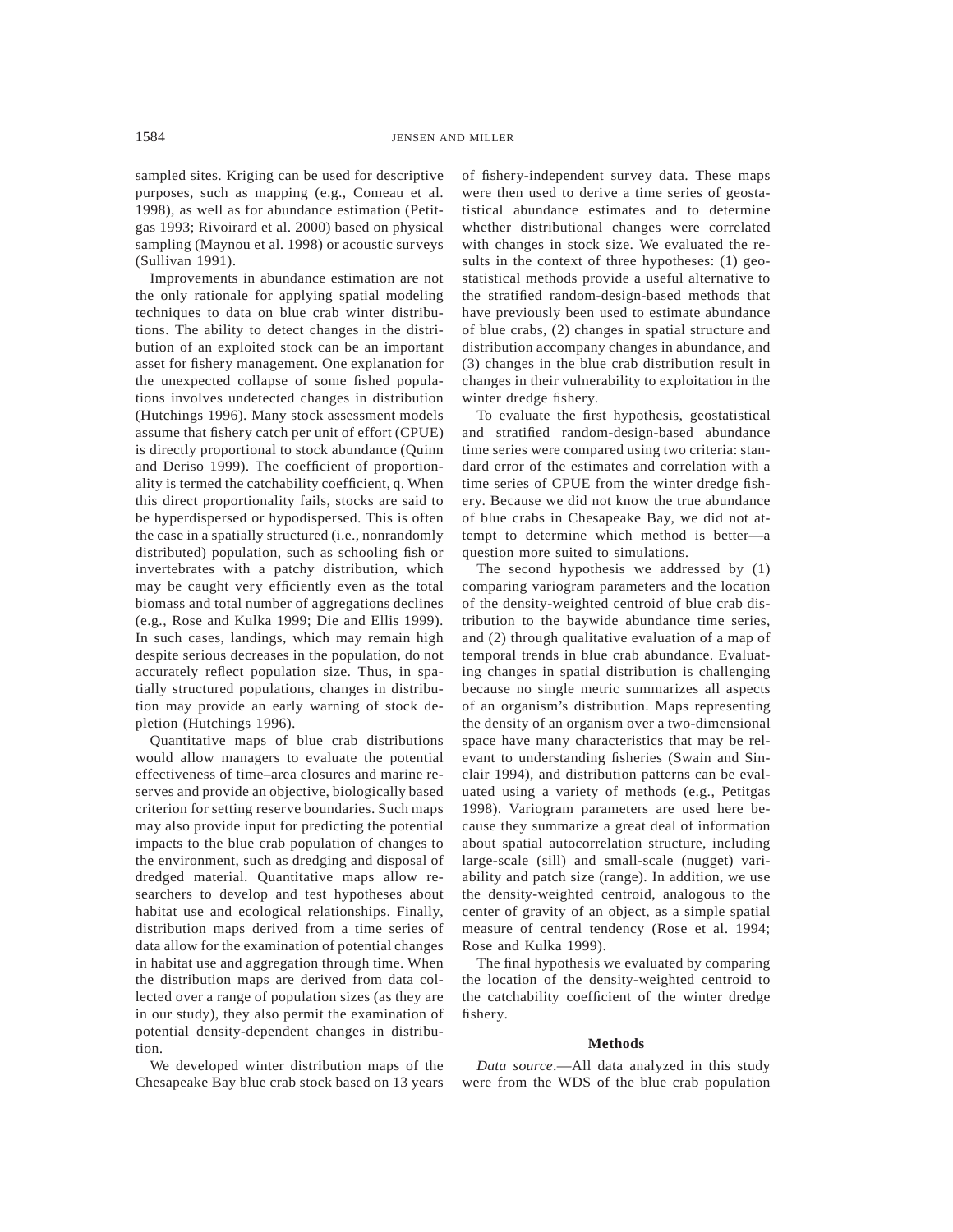sampled sites. Kriging can be used for descriptive purposes, such as mapping (e.g., Comeau et al. 1998), as well as for abundance estimation (Petitgas 1993; Rivoirard et al. 2000) based on physical sampling (Maynou et al. 1998) or acoustic surveys (Sullivan 1991).

Improvements in abundance estimation are not the only rationale for applying spatial modeling techniques to data on blue crab winter distributions. The ability to detect changes in the distribution of an exploited stock can be an important asset for fishery management. One explanation for the unexpected collapse of some fished populations involves undetected changes in distribution (Hutchings 1996). Many stock assessment models assume that fishery catch per unit of effort (CPUE) is directly proportional to stock abundance (Quinn and Deriso 1999). The coefficient of proportionality is termed the catchability coefficient, q. When this direct proportionality fails, stocks are said to be hyperdispersed or hypodispersed. This is often the case in a spatially structured (i.e., nonrandomly distributed) population, such as schooling fish or invertebrates with a patchy distribution, which may be caught very efficiently even as the total biomass and total number of aggregations declines (e.g., Rose and Kulka 1999; Die and Ellis 1999). In such cases, landings, which may remain high despite serious decreases in the population, do not accurately reflect population size. Thus, in spatially structured populations, changes in distribution may provide an early warning of stock depletion (Hutchings 1996).

Quantitative maps of blue crab distributions would allow managers to evaluate the potential effectiveness of time–area closures and marine reserves and provide an objective, biologically based criterion for setting reserve boundaries. Such maps may also provide input for predicting the potential impacts to the blue crab population of changes to the environment, such as dredging and disposal of dredged material. Quantitative maps allow researchers to develop and test hypotheses about habitat use and ecological relationships. Finally, distribution maps derived from a time series of data allow for the examination of potential changes in habitat use and aggregation through time. When the distribution maps are derived from data collected over a range of population sizes (as they are in our study), they also permit the examination of potential density-dependent changes in distribution.

We developed winter distribution maps of the Chesapeake Bay blue crab stock based on 13 years of fishery-independent survey data. These maps were then used to derive a time series of geostatistical abundance estimates and to determine whether distributional changes were correlated with changes in stock size. We evaluated the results in the context of three hypotheses: (1) geostatistical methods provide a useful alternative to the stratified random-design-based methods that have previously been used to estimate abundance of blue crabs, (2) changes in spatial structure and distribution accompany changes in abundance, and (3) changes in the blue crab distribution result in changes in their vulnerability to exploitation in the winter dredge fishery.

To evaluate the first hypothesis, geostatistical and stratified random-design-based abundance time series were compared using two criteria: standard error of the estimates and correlation with a time series of CPUE from the winter dredge fishery. Because we did not know the true abundance of blue crabs in Chesapeake Bay, we did not attempt to determine which method is better—a question more suited to simulations.

The second hypothesis we addressed by (1) comparing variogram parameters and the location of the density-weighted centroid of blue crab distribution to the baywide abundance time series, and (2) through qualitative evaluation of a map of temporal trends in blue crab abundance. Evaluating changes in spatial distribution is challenging because no single metric summarizes all aspects of an organism's distribution. Maps representing the density of an organism over a two-dimensional space have many characteristics that may be relevant to understanding fisheries (Swain and Sinclair 1994), and distribution patterns can be evaluated using a variety of methods (e.g., Petitgas 1998). Variogram parameters are used here because they summarize a great deal of information about spatial autocorrelation structure, including large-scale (sill) and small-scale (nugget) variability and patch size (range). In addition, we use the density-weighted centroid, analogous to the center of gravity of an object, as a simple spatial measure of central tendency (Rose et al. 1994; Rose and Kulka 1999).

The final hypothesis we evaluated by comparing the location of the density-weighted centroid to the catchability coefficient of the winter dredge fishery.

## Methods

*Data source*.—All data analyzed in this study were from the WDS of the blue crab population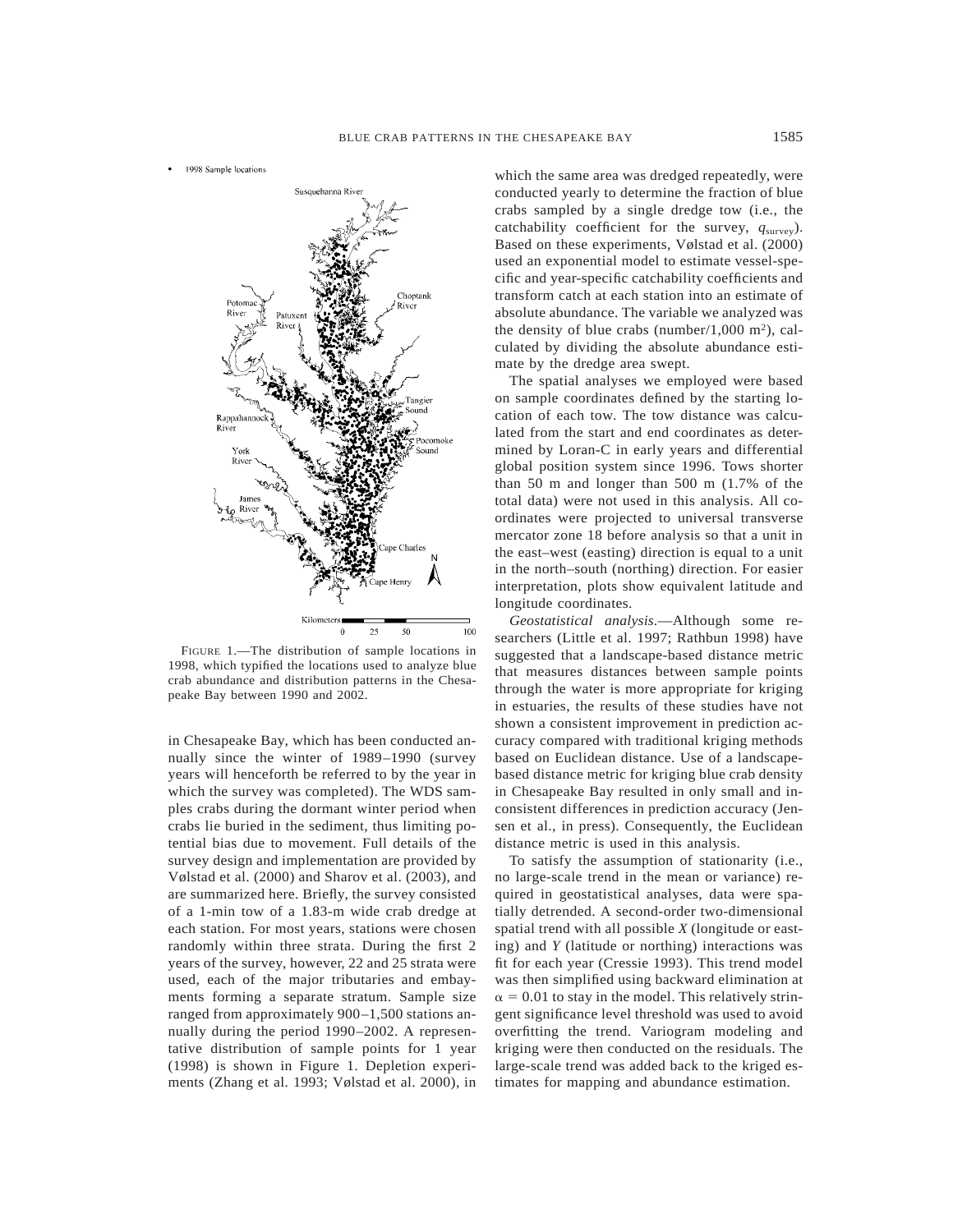FIGURE 1.—The distribution of sample locations in 1998, which typified the locations used to analyze blue crab abundance and distribution patterns in the Chesapeake Bay between 1990 and 2002.

in Chesapeake Bay, which has been conducted annually since the winter of 1989–1990 (survey years will henceforth be referred to by the year in which the survey was completed). The WDS samples crabs during the dormant winter period when crabs lie buried in the sediment, thus limiting potential bias due to movement. Full details of the survey design and implementation are provided by Vølstad et al. (2000) and Sharov et al. (2003), and are summarized here. Briefly, the survey consisted of a 1-min tow of a 1.83-m wide crab dredge at each station. For most years, stations were chosen randomly within three strata. During the first 2 years of the survey, however, 22 and 25 strata were used, each of the major tributaries and embayments forming a separate stratum. Sample size ranged from approximately 900–1,500 stations annually during the period 1990–2002. A representative distribution of sample points for 1 year (1998) is shown in Figure 1. Depletion experiments (Zhang et al. 1993; Vølstad et al. 2000), in which the same area was dredged repeatedly, were conducted yearly to determine the fraction of blue crabs sampled by a single dredge tow (i.e., the catchability coefficient for the survey, $q_{\text{survey}}$). Based on these experiments, Vølstad et al. (2000) used an exponential model to estimate vessel-specific and year-specific catchability coefficients and transform catch at each station into an estimate of absolute abundance. The variable we analyzed was the density of blue crabs (number/1,000 $m^2$), calculated by dividing the absolute abundance estimate by the dredge area swept.

The spatial analyses we employed were based on sample coordinates defined by the starting location of each tow. The tow distance was calculated from the start and end coordinates as determined by Loran-C in early years and differential global position system since 1996. Tows shorter than 50 m and longer than 500 m (1.7% of the total data) were not used in this analysis. All coordinates were projected to universal transverse mercator zone 18 before analysis so that a unit in the east–west (easting) direction is equal to a unit in the north–south (northing) direction. For easier interpretation, plots show equivalent latitude and longitude coordinates.

*Geostatistical analysis.*—Although some researchers (Little et al. 1997; Rathbun 1998) have suggested that a landscape-based distance metric that measures distances between sample points through the water is more appropriate for kriging in estuaries, the results of these studies have not shown a consistent improvement in prediction accuracy compared with traditional kriging methods based on Euclidean distance. Use of a landscape-based distance metric for kriging blue crab density in Chesapeake Bay resulted in only small and inconsistent differences in prediction accuracy (Jensen et al., in press). Consequently, the Euclidean distance metric is used in this analysis.

To satisfy the assumption of stationarity (i.e., no large-scale trend in the mean or variance) required in geostatistical analyses, data were spatially detrended. A second-order two-dimensional spatial trend with all possible $X$ (longitude or easting) and $Y$ (latitude or northing) interactions was fit for each year (Cressie 1993). This trend model was then simplified using backward elimination at $\alpha = 0.01$ to stay in the model. This relatively stringent significance level threshold was used to avoid overfitting the trend. Variogram modeling and kriging were then conducted on the residuals. The large-scale trend was added back to the kriged estimates for mapping and abundance estimation.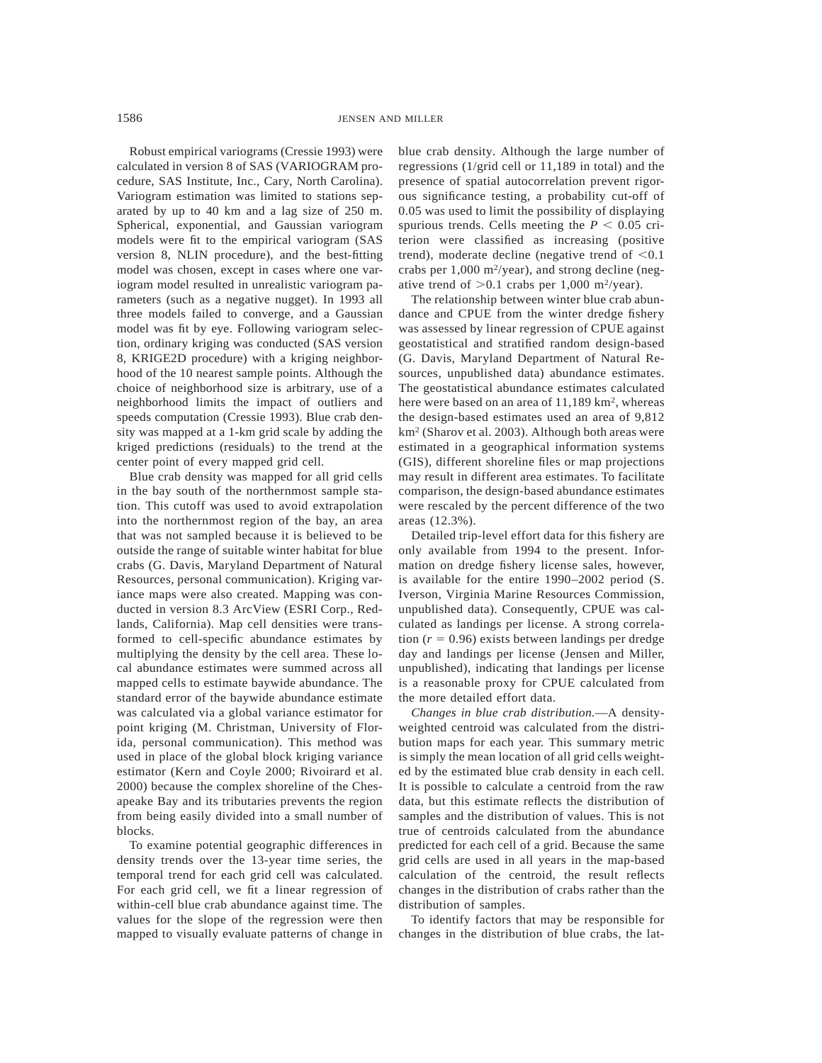Robust empirical variograms (Cressie 1993) were calculated in version 8 of SAS (VARIOGRAM procedure, SAS Institute, Inc., Cary, North Carolina). Variogram estimation was limited to stations separated by up to 40 km and a lag size of 250 m. Spherical, exponential, and Gaussian variogram models were fit to the empirical variogram (SAS version 8, NLIN procedure), and the best-fitting model was chosen, except in cases where one variogram model resulted in unrealistic variogram parameters (such as a negative nugget). In 1993 all three models failed to converge, and a Gaussian model was fit by eye. Following variogram selection, ordinary kriging was conducted (SAS version 8, KRIGE2D procedure) with a kriging neighborhood of the 10 nearest sample points. Although the choice of neighborhood size is arbitrary, use of a neighborhood limits the impact of outliers and speeds computation (Cressie 1993). Blue crab density was mapped at a 1-km grid scale by adding the kriged predictions (residuals) to the trend at the center point of every mapped grid cell.

Blue crab density was mapped for all grid cells in the bay south of the northernmost sample station. This cutoff was used to avoid extrapolation into the northernmost region of the bay, an area that was not sampled because it is believed to be outside the range of suitable winter habitat for blue crabs (G. Davis, Maryland Department of Natural Resources, personal communication). Kriging variance maps were also created. Mapping was conducted in version 8.3 ArcView (ESRI Corp., Redlands, California). Map cell densities were transformed to cell-specific abundance estimates by multiplying the density by the cell area. These local abundance estimates were summed across all mapped cells to estimate baywide abundance. The standard error of the baywide abundance estimate was calculated via a global variance estimator for point kriging (M. Christman, University of Florida, personal communication). This method was used in place of the global block kriging variance estimator (Kern and Coyle 2000; Rivoirard et al. 2000) because the complex shoreline of the Chesapeake Bay and its tributaries prevents the region from being easily divided into a small number of blocks.

To examine potential geographic differences in density trends over the 13-year time series, the temporal trend for each grid cell was calculated. For each grid cell, we fit a linear regression of within-cell blue crab abundance against time. The values for the slope of the regression were then mapped to visually evaluate patterns of change in blue crab density. Although the large number of regressions (1/grid cell or 11,189 in total) and the presence of spatial autocorrelation prevent rigorous significance testing, a probability cut-off of 0.05 was used to limit the possibility of displaying spurious trends. Cells meeting the $P < 0.05$ criterion were classified as increasing (positive trend), moderate decline (negative trend of $<0.1$ crabs per 1,000 $m^2$/year), and strong decline (negative trend of $>0.1$ crabs per 1,000 $m^2$/year).

The relationship between winter blue crab abundance and CPUE from the winter dredge fishery was assessed by linear regression of CPUE against geostatistical and stratified random design-based (G. Davis, Maryland Department of Natural Resources, unpublished data) abundance estimates. The geostatistical abundance estimates calculated here were based on an area of 11,189 $km^2$, whereas the design-based estimates used an area of 9,812 $km^2$ (Sharov et al. 2003). Although both areas were estimated in a geographical information systems (GIS), different shoreline files or map projections may result in different area estimates. To facilitate comparison, the design-based abundance estimates were rescaled by the percent difference of the two areas (12.3%).

Detailed trip-level effort data for this fishery are only available from 1994 to the present. Information on dredge fishery license sales, however, is available for the entire 1990–2002 period (S. Iverson, Virginia Marine Resources Commission, unpublished data). Consequently, CPUE was calculated as landings per license. A strong correlation ($r = 0.96$) exists between landings per dredge day and landings per license (Jensen and Miller, unpublished), indicating that landings per license is a reasonable proxy for CPUE calculated from the more detailed effort data.

*Changes in blue crab distribution.*—A density-weighted centroid was calculated from the distribution maps for each year. This summary metric is simply the mean location of all grid cells weighted by the estimated blue crab density in each cell. It is possible to calculate a centroid from the raw data, but this estimate reflects the distribution of samples and the distribution of values. This is not true of centroids calculated from the abundance predicted for each cell of a grid. Because the same grid cells are used in all years in the map-based calculation of the centroid, the result reflects changes in the distribution of crabs rather than the distribution of samples.

To identify factors that may be responsible for changes in the distribution of blue crabs, the lat-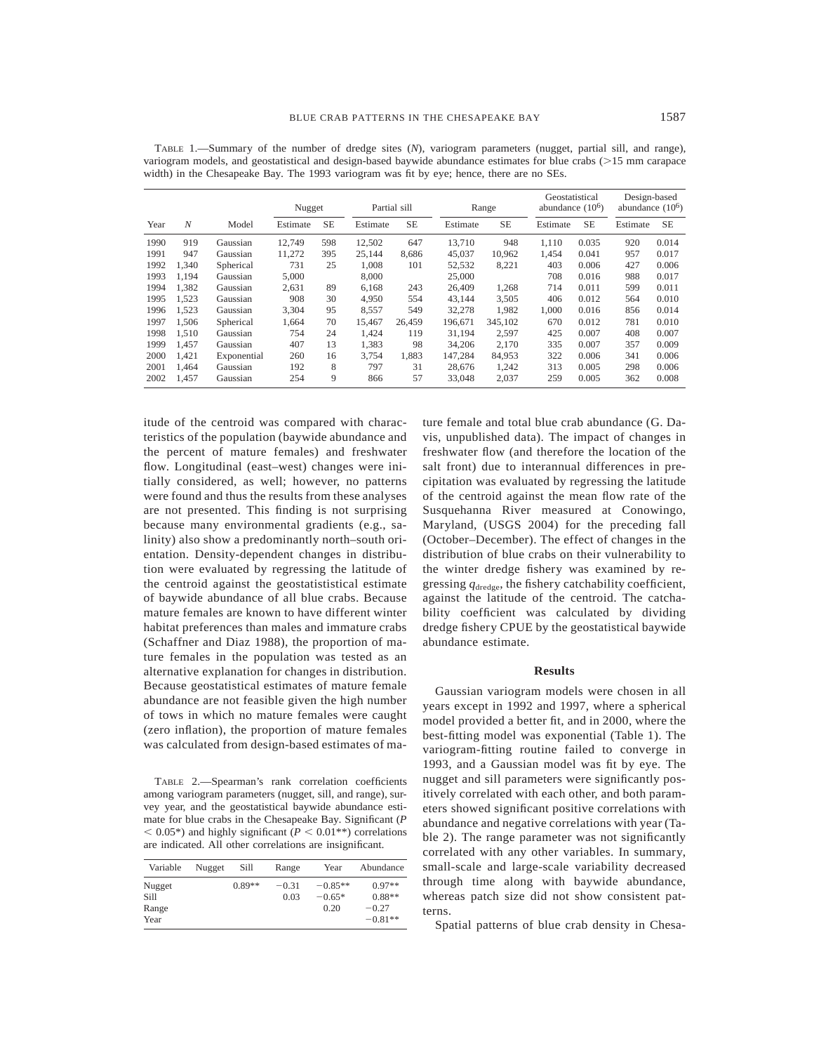TABLE 1.—Summary of the number of dredge sites (*N*), variogram parameters (nugget, partial sill, and range), variogram models, and geostatistical and design-based baywide abundance estimates for blue crabs (>15 mm carapace width) in the Chesapeake Bay. The 1993 variogram was fit by eye; hence, there are no SEs.

| Year | *N* | Model | Nugget | | Partial sill | | Range | | Geostatistical abundance ($10^6$) | | Design-based abundance ($10^6$) | |
|---|---|---|---|---|---|---|---|---|---|---|---|---|
| | | | Estimate | SE | Estimate | SE | Estimate | SE | Estimate | SE | Estimate | SE |
| 1990 | 919 | Gaussian | 12,749 | 598 | 12,502 | 647 | 13,710 | 948 | 1,110 | 0.035 | 920 | 0.014 |
| 1991 | 947 | Gaussian | 11,272 | 395 | 25,144 | 8,686 | 45,037 | 10,962 | 1,454 | 0.041 | 957 | 0.017 |
| 1992 | 1,340 | Spherical | 731 | 25 | 1,008 | 101 | 52,532 | 8,221 | 403 | 0.006 | 427 | 0.006 |
| 1993 | 1,194 | Gaussian | 5,000 | | 8,000 | | 25,000 | | 708 | 0.016 | 988 | 0.017 |
| 1994 | 1,382 | Gaussian | 2,631 | 89 | 6,168 | 243 | 26,409 | 1,268 | 714 | 0.011 | 599 | 0.011 |
| 1995 | 1,523 | Gaussian | 908 | 30 | 4,950 | 554 | 43,144 | 3,505 | 406 | 0.012 | 564 | 0.010 |
| 1996 | 1,523 | Gaussian | 3,304 | 95 | 8,557 | 549 | 32,278 | 1,982 | 1,000 | 0.016 | 856 | 0.014 |
| 1997 | 1,506 | Spherical | 1,664 | 70 | 15,467 | 26,459 | 196,671 | 345,102 | 670 | 0.012 | 781 | 0.010 |
| 1998 | 1,510 | Gaussian | 754 | 24 | 1,424 | 119 | 31,194 | 2,597 | 425 | 0.007 | 408 | 0.007 |
| 1999 | 1,457 | Gaussian | 407 | 13 | 1,383 | 98 | 34,206 | 2,170 | 335 | 0.007 | 357 | 0.009 |
| 2000 | 1,421 | Exponential | 260 | 16 | 3,754 | 1,883 | 147,284 | 84,953 | 322 | 0.006 | 341 | 0.006 |
| 2001 | 1,464 | Gaussian | 192 | 8 | 797 | 31 | 28,676 | 1,242 | 313 | 0.005 | 298 | 0.006 |
| 2002 | 1,457 | Gaussian | 254 | 9 | 866 | 57 | 33,048 | 2,037 | 259 | 0.005 | 362 | 0.008 |

itude of the centroid was compared with characteristics of the population (baywide abundance and the percent of mature females) and freshwater flow. Longitudinal (east–west) changes were initially considered, as well; however, no patterns were found and thus the results from these analyses are not presented. This finding is not surprising because many environmental gradients (e.g., salinity) also show a predominantly north–south orientation. Density-dependent changes in distribution were evaluated by regressing the latitude of the centroid against the geostatististical estimate of baywide abundance of all blue crabs. Because mature females are known to have different winter habitat preferences than males and immature crabs (Schaffner and Diaz 1988), the proportion of mature females in the population was tested as an alternative explanation for changes in distribution. Because geostatistical estimates of mature female abundance are not feasible given the high number of tows in which no mature females were caught (zero inflation), the proportion of mature females was calculated from design-based estimates of mature female and total blue crab abundance (G. Davis, unpublished data). The impact of changes in freshwater flow (and therefore the location of the salt front) due to interannual differences in precipitation was evaluated by regressing the latitude of the centroid against the mean flow rate of the Susquehanna River measured at Conowingo, Maryland, (USGS 2004) for the preceding fall (October–December). The effect of changes in the distribution of blue crabs on their vulnerability to the winter dredge fishery was examined by regressing $q_{\text{dredge}}$, the fishery catchability coefficient, against the latitude of the centroid. The catchability coefficient was calculated by dividing dredge fishery CPUE by the geostatistical baywide abundance estimate.

TABLE 2.—Spearman's rank correlation coefficients among variogram parameters (nugget, sill, and range), survey year, and the geostatistical baywide abundance estimate for blue crabs in the Chesapeake Bay. Significant ($P < 0.05$*) and highly significant ($P < 0.01$**) correlations are indicated. All other correlations are insignificant.

| Variable | Nugget | Sill | Range | Year | Abundance |
|---|---|---|---|---|---|
| Nugget | | 0.89** | −0.31 | −0.85** | 0.97** |
| Sill | | | 0.03 | −0.65* | 0.88** |
| Range | | | | 0.20 | −0.27 |
| Year | | | | | −0.81** |

## Results

Gaussian variogram models were chosen in all years except in 1992 and 1997, where a spherical model provided a better fit, and in 2000, where the best-fitting model was exponential (Table 1). The variogram-fitting routine failed to converge in 1993, and a Gaussian model was fit by eye. The nugget and sill parameters were significantly positively correlated with each other, and both parameters showed significant positive correlations with abundance and negative correlations with year (Table 2). The range parameter was not significantly correlated with any other variables. In summary, small-scale and large-scale variability decreased through time along with baywide abundance, whereas patch size did not show consistent patterns.

Spatial patterns of blue crab density in Chesa-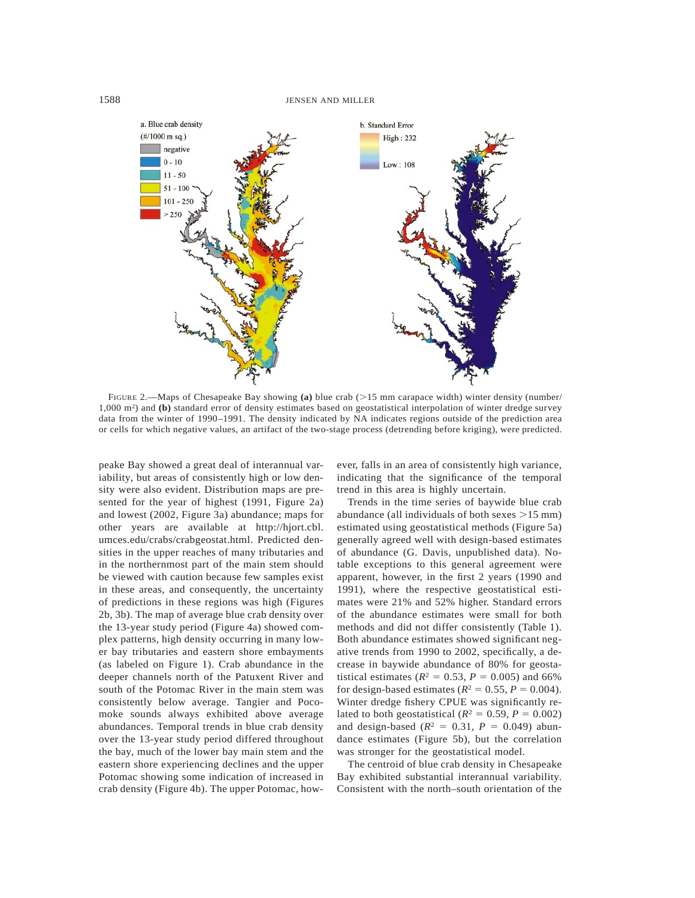FIGURE 2.—Maps of Chesapeake Bay showing **(a)** blue crab (>15 mm carapace width) winter density (number/1,000 m[2]) and **(b)** standard error of density estimates based on geostatistical interpolation of winter dredge survey data from the winter of 1990–1991. The density indicated by NA indicates regions outside of the prediction area or cells for which negative values, an artifact of the two-stage process (detrending before kriging), were predicted.

peake Bay showed a great deal of interannual variability, but areas of consistently high or low density were also evident. Distribution maps are presented for the year of highest (1991, Figure 2a) and lowest (2002, Figure 3a) abundance; maps for other years are available at http://hjort.cbl.umces.edu/crabs/crabgeostat.html. Predicted densities in the upper reaches of many tributaries and in the northernmost part of the main stem should be viewed with caution because few samples exist in these areas, and consequently, the uncertainty of predictions in these regions was high (Figures 2b, 3b). The map of average blue crab density over the 13-year study period (Figure 4a) showed complex patterns, high density occurring in many lower bay tributaries and eastern shore embayments (as labeled on Figure 1). Crab abundance in the deeper channels north of the Patuxent River and south of the Potomac River in the main stem was consistently below average. Tangier and Pocomoke sounds always exhibited above average abundances. Temporal trends in blue crab density over the 13-year study period differed throughout the bay, much of the lower bay main stem and the eastern shore experiencing declines and the upper Potomac showing some indication of increased in crab density (Figure 4b). The upper Potomac, however, falls in an area of consistently high variance, indicating that the significance of the temporal trend in this area is highly uncertain.

Trends in the time series of baywide blue crab abundance (all individuals of both sexes >15 mm) estimated using geostatistical methods (Figure 5a) generally agreed well with design-based estimates of abundance (G. Davis, unpublished data). Notable exceptions to this general agreement were apparent, however, in the first 2 years (1990 and 1991), where the respective geostatistical estimates were 21% and 52% higher. Standard errors of the abundance estimates were small for both methods and did not differ consistently (Table 1). Both abundance estimates showed significant negative trends from 1990 to 2002, specifically, a decrease in baywide abundance of 80% for geostatistical estimates ($R^2 = 0.53$, $P = 0.005$) and 66% for design-based estimates ($R^2 = 0.55$, $P = 0.004$). Winter dredge fishery CPUE was significantly related to both geostatistical ($R^2 = 0.59$, $P = 0.002$) and design-based ($R^2 = 0.31$, $P = 0.049$) abundance estimates (Figure 5b), but the correlation was stronger for the geostatistical model.

The centroid of blue crab density in Chesapeake Bay exhibited substantial interannual variability. Consistent with the north–south orientation of the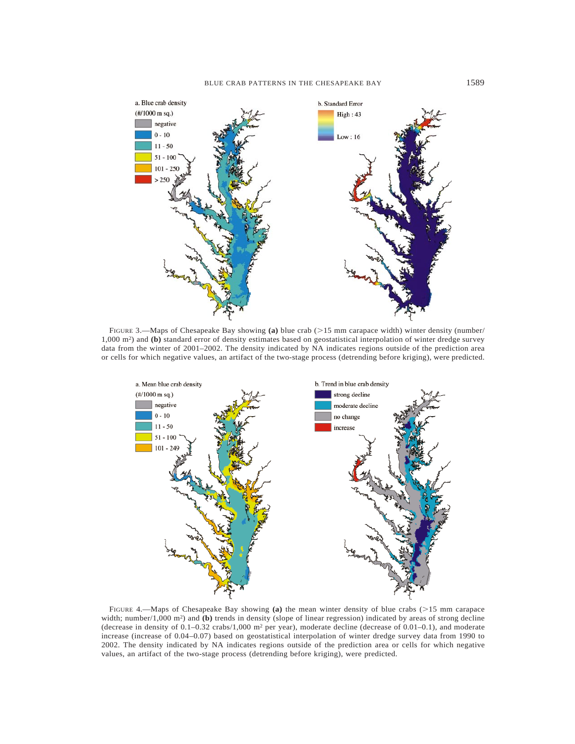FIGURE 3.—Maps of Chesapeake Bay showing **(a)** blue crab (>15 mm carapace width) winter density (number/1,000 $m^2$) and **(b)** standard error of density estimates based on geostatistical interpolation of winter dredge survey data from the winter of 2001–2002. The density indicated by NA indicates regions outside of the prediction area or cells for which negative values, an artifact of the two-stage process (detrending before kriging), were predicted.

FIGURE 4.—Maps of Chesapeake Bay showing **(a)** the mean winter density of blue crabs (>15 mm carapace width; number/1,000 $m^2$) and **(b)** trends in density (slope of linear regression) indicated by areas of strong decline (decrease in density of 0.1–0.32 crabs/1,000 $m^2$ per year), moderate decline (decrease of 0.01–0.1), and moderate increase (increase of 0.04–0.07) based on geostatistical interpolation of winter dredge survey data from 1990 to 2002. The density indicated by NA indicates regions outside of the prediction area or cells for which negative values, an artifact of the two-stage process (detrending before kriging), were predicted.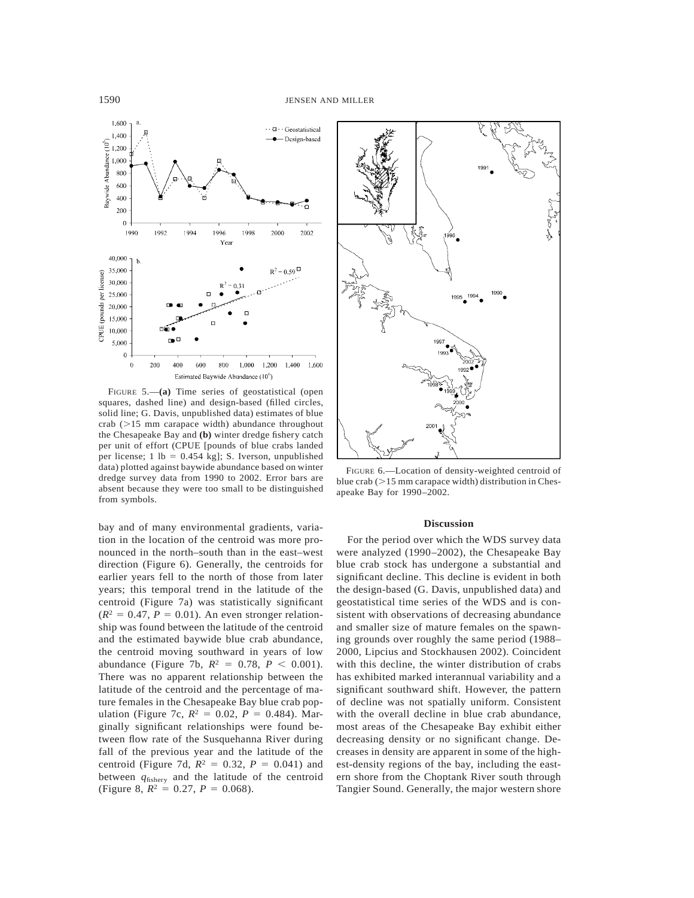FIGURE 5.—**(a)** Time series of geostatistical (open squares, dashed line) and design-based (filled circles, solid line; G. Davis, unpublished data) estimates of blue crab (>15 mm carapace width) abundance throughout the Chesapeake Bay and **(b)** winter dredge fishery catch per unit of effort (CPUE [pounds of blue crabs landed per license; 1 lb = 0.454 kg]; S. Iverson, unpublished data) plotted against baywide abundance based on winter dredge survey data from 1990 to 2002. Error bars are absent because they were too small to be distinguished from symbols.

FIGURE 6.—Location of density-weighted centroid of blue crab (>15 mm carapace width) distribution in Chesapeake Bay for 1990–2002.

bay and of many environmental gradients, variation in the location of the centroid was more pronounced in the north–south than in the east–west direction (Figure 6). Generally, the centroids for earlier years fell to the north of those from later years; this temporal trend in the latitude of the centroid (Figure 7a) was statistically significant ($R^2 = 0.47$, $P = 0.01$). An even stronger relationship was found between the latitude of the centroid and the estimated baywide blue crab abundance, the centroid moving southward in years of low abundance (Figure 7b, $R^2 = 0.78$, $P < 0.001$). There was no apparent relationship between the latitude of the centroid and the percentage of mature females in the Chesapeake Bay blue crab population (Figure 7c, $R^2 = 0.02$, $P = 0.484$). Marginally significant relationships were found between flow rate of the Susquehanna River during fall of the previous year and the latitude of the centroid (Figure 7d, $R^2 = 0.32$, $P = 0.041$) and between $q_{\text{fishery}}$ and the latitude of the centroid (Figure 8, $R^2 = 0.27$, $P = 0.068$).

## Discussion

For the period over which the WDS survey data were analyzed (1990–2002), the Chesapeake Bay blue crab stock has undergone a substantial and significant decline. This decline is evident in both the design-based (G. Davis, unpublished data) and geostatistical time series of the WDS and is consistent with observations of decreasing abundance and smaller size of mature females on the spawning grounds over roughly the same period (1988–2000, Lipcius and Stockhausen 2002). Coincident with this decline, the winter distribution of crabs has exhibited marked interannual variability and a significant southward shift. However, the pattern of decline was not spatially uniform. Consistent with the overall decline in blue crab abundance, most areas of the Chesapeake Bay exhibit either decreasing density or no significant change. Decreases in density are apparent in some of the highest-density regions of the bay, including the eastern shore from the Choptank River south through Tangier Sound. Generally, the major western shore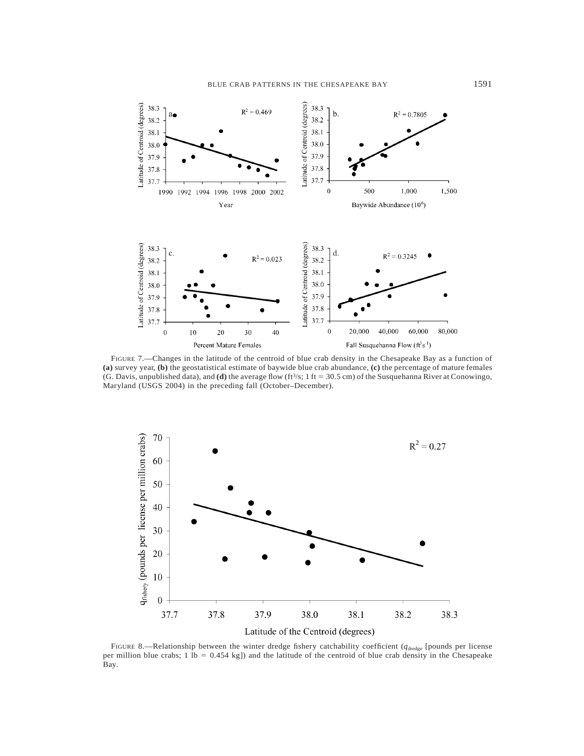FIGURE 7.—Changes in the latitude of the centroid of blue crab density in the Chesapeake Bay as a function of **(a)** survey year, **(b)** the geostatistical estimate of baywide blue crab abundance, **(c)** the percentage of mature females (G. Davis, unpublished data), and **(d)** the average flow (ft³/s; 1 ft = 30.5 cm) of the Susquehanna River at Conowingo, Maryland (USGS 2004) in the preceding fall (October–December).

FIGURE 8.—Relationship between the winter dredge fishery catchability coefficient ($q_{dredge}$ [pounds per license per million blue crabs; 1 lb = 0.454 kg]) and the latitude of the centroid of blue crab density in the Chesapeake Bay.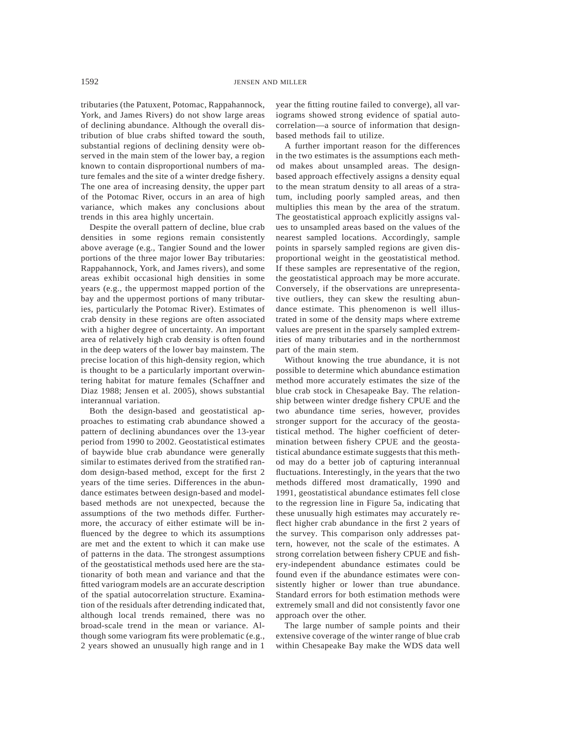tributaries (the Patuxent, Potomac, Rappahannock, York, and James Rivers) do not show large areas of declining abundance. Although the overall distribution of blue crabs shifted toward the south, substantial regions of declining density were observed in the main stem of the lower bay, a region known to contain disproportional numbers of mature females and the site of a winter dredge fishery. The one area of increasing density, the upper part of the Potomac River, occurs in an area of high variance, which makes any conclusions about trends in this area highly uncertain.

Despite the overall pattern of decline, blue crab densities in some regions remain consistently above average (e.g., Tangier Sound and the lower portions of the three major lower Bay tributaries: Rappahannock, York, and James rivers), and some areas exhibit occasional high densities in some years (e.g., the uppermost mapped portion of the bay and the uppermost portions of many tributaries, particularly the Potomac River). Estimates of crab density in these regions are often associated with a higher degree of uncertainty. An important area of relatively high crab density is often found in the deep waters of the lower bay mainstem. The precise location of this high-density region, which is thought to be a particularly important overwintering habitat for mature females (Schaffner and Diaz 1988; Jensen et al. 2005), shows substantial interannual variation.

Both the design-based and geostatistical approaches to estimating crab abundance showed a pattern of declining abundances over the 13-year period from 1990 to 2002. Geostatistical estimates of baywide blue crab abundance were generally similar to estimates derived from the stratified random design-based method, except for the first 2 years of the time series. Differences in the abundance estimates between design-based and model-based methods are not unexpected, because the assumptions of the two methods differ. Furthermore, the accuracy of either estimate will be influenced by the degree to which its assumptions are met and the extent to which it can make use of patterns in the data. The strongest assumptions of the geostatistical methods used here are the stationarity of both mean and variance and that the fitted variogram models are an accurate description of the spatial autocorrelation structure. Examination of the residuals after detrending indicated that, although local trends remained, there was no broad-scale trend in the mean or variance. Although some variogram fits were problematic (e.g., 2 years showed an unusually high range and in 1 year the fitting routine failed to converge), all variograms showed strong evidence of spatial autocorrelation—a source of information that design-based methods fail to utilize.

A further important reason for the differences in the two estimates is the assumptions each method makes about unsampled areas. The design-based approach effectively assigns a density equal to the mean stratum density to all areas of a stratum, including poorly sampled areas, and then multiplies this mean by the area of the stratum. The geostatistical approach explicitly assigns values to unsampled areas based on the values of the nearest sampled locations. Accordingly, sample points in sparsely sampled regions are given disproportional weight in the geostatistical method. If these samples are representative of the region, the geostatistical approach may be more accurate. Conversely, if the observations are unrepresentative outliers, they can skew the resulting abundance estimate. This phenomenon is well illustrated in some of the density maps where extreme values are present in the sparsely sampled extremities of many tributaries and in the northernmost part of the main stem.

Without knowing the true abundance, it is not possible to determine which abundance estimation method more accurately estimates the size of the blue crab stock in Chesapeake Bay. The relationship between winter dredge fishery CPUE and the two abundance time series, however, provides stronger support for the accuracy of the geostatistical method. The higher coefficient of determination between fishery CPUE and the geostatistical abundance estimate suggests that this method may do a better job of capturing interannual fluctuations. Interestingly, in the years that the two methods differed most dramatically, 1990 and 1991, geostatistical abundance estimates fell close to the regression line in Figure 5a, indicating that these unusually high estimates may accurately reflect higher crab abundance in the first 2 years of the survey. This comparison only addresses pattern, however, not the scale of the estimates. A strong correlation between fishery CPUE and fishery-independent abundance estimates could be found even if the abundance estimates were consistently higher or lower than true abundance. Standard errors for both estimation methods were extremely small and did not consistently favor one approach over the other.

The large number of sample points and their extensive coverage of the winter range of blue crab within Chesapeake Bay make the WDS data well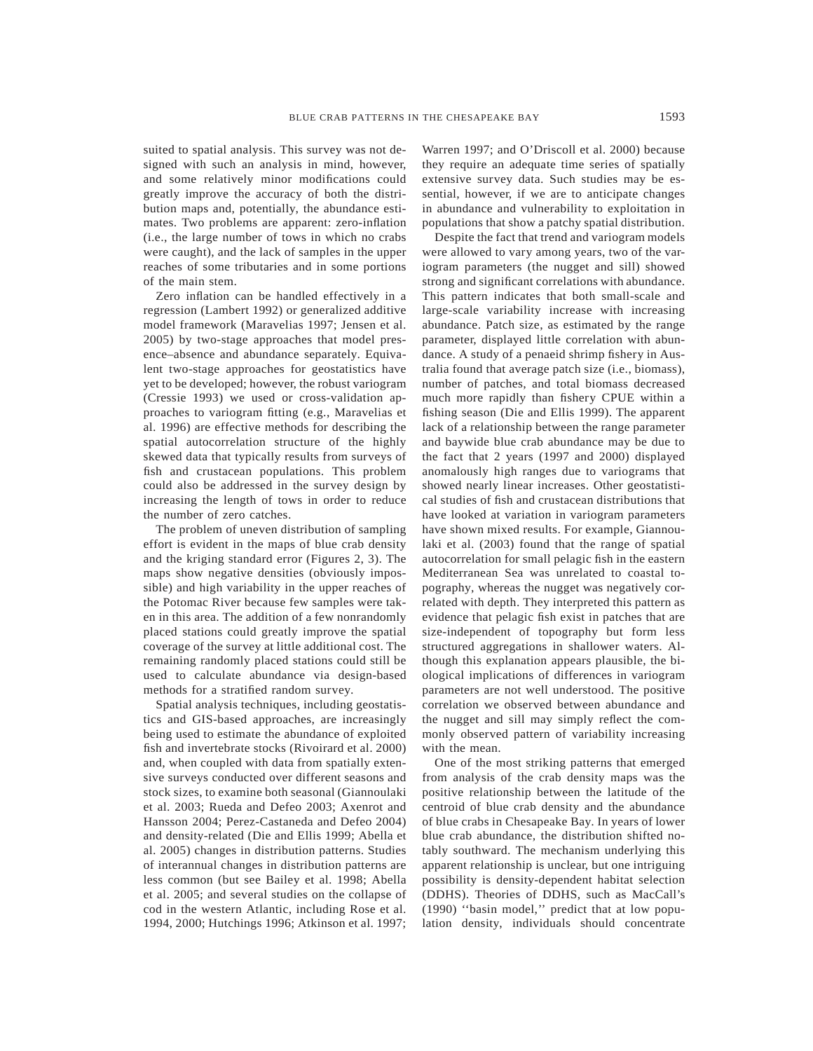suited to spatial analysis. This survey was not designed with such an analysis in mind, however, and some relatively minor modifications could greatly improve the accuracy of both the distribution maps and, potentially, the abundance estimates. Two problems are apparent: zero-inflation (i.e., the large number of tows in which no crabs were caught), and the lack of samples in the upper reaches of some tributaries and in some portions of the main stem.

Zero inflation can be handled effectively in a regression (Lambert 1992) or generalized additive model framework (Maravelias 1997; Jensen et al. 2005) by two-stage approaches that model presence–absence and abundance separately. Equivalent two-stage approaches for geostatistics have yet to be developed; however, the robust variogram (Cressie 1993) we used or cross-validation approaches to variogram fitting (e.g., Maravelias et al. 1996) are effective methods for describing the spatial autocorrelation structure of the highly skewed data that typically results from surveys of fish and crustacean populations. This problem could also be addressed in the survey design by increasing the length of tows in order to reduce the number of zero catches.

The problem of uneven distribution of sampling effort is evident in the maps of blue crab density and the kriging standard error (Figures 2, 3). The maps show negative densities (obviously impossible) and high variability in the upper reaches of the Potomac River because few samples were taken in this area. The addition of a few nonrandomly placed stations could greatly improve the spatial coverage of the survey at little additional cost. The remaining randomly placed stations could still be used to calculate abundance via design-based methods for a stratified random survey.

Spatial analysis techniques, including geostatistics and GIS-based approaches, are increasingly being used to estimate the abundance of exploited fish and invertebrate stocks (Rivoirard et al. 2000) and, when coupled with data from spatially extensive surveys conducted over different seasons and stock sizes, to examine both seasonal (Giannoulaki et al. 2003; Rueda and Defeo 2003; Axenrot and Hansson 2004; Perez-Castaneda and Defeo 2004) and density-related (Die and Ellis 1999; Abella et al. 2005) changes in distribution patterns. Studies of interannual changes in distribution patterns are less common (but see Bailey et al. 1998; Abella et al. 2005; and several studies on the collapse of cod in the western Atlantic, including Rose et al. 1994, 2000; Hutchings 1996; Atkinson et al. 1997; Warren 1997; and O'Driscoll et al. 2000) because they require an adequate time series of spatially extensive survey data. Such studies may be essential, however, if we are to anticipate changes in abundance and vulnerability to exploitation in populations that show a patchy spatial distribution.

Despite the fact that trend and variogram models were allowed to vary among years, two of the variogram parameters (the nugget and sill) showed strong and significant correlations with abundance. This pattern indicates that both small-scale and large-scale variability increase with increasing abundance. Patch size, as estimated by the range parameter, displayed little correlation with abundance. A study of a penaeid shrimp fishery in Australia found that average patch size (i.e., biomass), number of patches, and total biomass decreased much more rapidly than fishery CPUE within a fishing season (Die and Ellis 1999). The apparent lack of a relationship between the range parameter and baywide blue crab abundance may be due to the fact that 2 years (1997 and 2000) displayed anomalously high ranges due to variograms that showed nearly linear increases. Other geostatistical studies of fish and crustacean distributions that have looked at variation in variogram parameters have shown mixed results. For example, Giannoulaki et al. (2003) found that the range of spatial autocorrelation for small pelagic fish in the eastern Mediterranean Sea was unrelated to coastal topography, whereas the nugget was negatively correlated with depth. They interpreted this pattern as evidence that pelagic fish exist in patches that are size-independent of topography but form less structured aggregations in shallower waters. Although this explanation appears plausible, the biological implications of differences in variogram parameters are not well understood. The positive correlation we observed between abundance and the nugget and sill may simply reflect the commonly observed pattern of variability increasing with the mean.

One of the most striking patterns that emerged from analysis of the crab density maps was the positive relationship between the latitude of the centroid of blue crab density and the abundance of blue crabs in Chesapeake Bay. In years of lower blue crab abundance, the distribution shifted notably southward. The mechanism underlying this apparent relationship is unclear, but one intriguing possibility is density-dependent habitat selection (DDHS). Theories of DDHS, such as MacCall's (1990) ''basin model,'' predict that at low population density, individuals should concentrate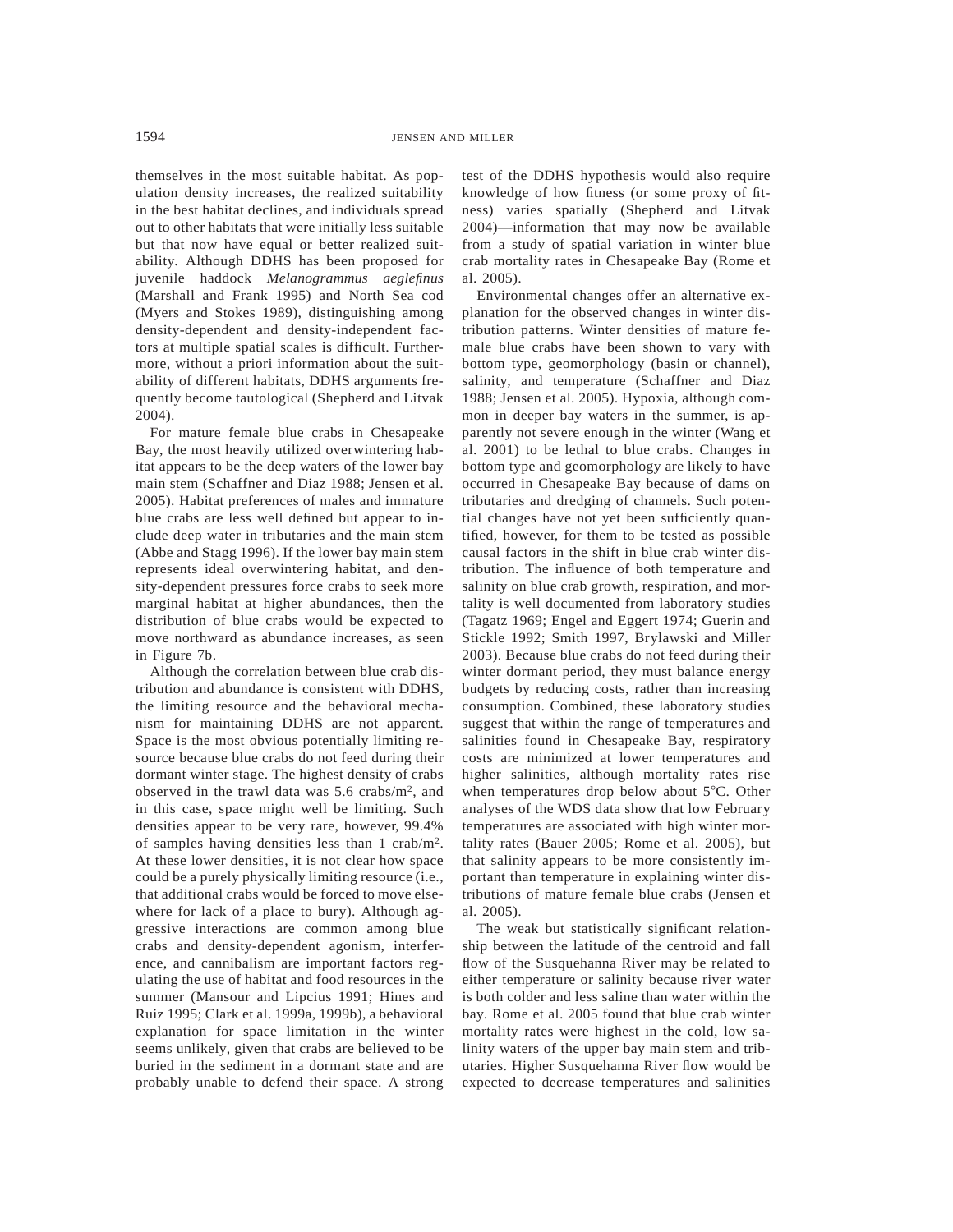themselves in the most suitable habitat. As population density increases, the realized suitability in the best habitat declines, and individuals spread out to other habitats that were initially less suitable but that now have equal or better realized suitability. Although DDHS has been proposed for juvenile haddock *Melanogrammus aeglefinus* (Marshall and Frank 1995) and North Sea cod (Myers and Stokes 1989), distinguishing among density-dependent and density-independent factors at multiple spatial scales is difficult. Furthermore, without a priori information about the suitability of different habitats, DDHS arguments frequently become tautological (Shepherd and Litvak 2004).

For mature female blue crabs in Chesapeake Bay, the most heavily utilized overwintering habitat appears to be the deep waters of the lower bay main stem (Schaffner and Diaz 1988; Jensen et al. 2005). Habitat preferences of males and immature blue crabs are less well defined but appear to include deep water in tributaries and the main stem (Abbe and Stagg 1996). If the lower bay main stem represents ideal overwintering habitat, and density-dependent pressures force crabs to seek more marginal habitat at higher abundances, then the distribution of blue crabs would be expected to move northward as abundance increases, as seen in Figure 7b.

Although the correlation between blue crab distribution and abundance is consistent with DDHS, the limiting resource and the behavioral mechanism for maintaining DDHS are not apparent. Space is the most obvious potentially limiting resource because blue crabs do not feed during their dormant winter stage. The highest density of crabs observed in the trawl data was 5.6 crabs/m$^2$, and in this case, space might well be limiting. Such densities appear to be very rare, however, 99.4% of samples having densities less than 1 crab/m$^2$. At these lower densities, it is not clear how space could be a purely physically limiting resource (i.e., that additional crabs would be forced to move elsewhere for lack of a place to bury). Although aggressive interactions are common among blue crabs and density-dependent agonism, interference, and cannibalism are important factors regulating the use of habitat and food resources in the summer (Mansour and Lipcius 1991; Hines and Ruiz 1995; Clark et al. 1999a, 1999b), a behavioral explanation for space limitation in the winter seems unlikely, given that crabs are believed to be buried in the sediment in a dormant state and are probably unable to defend their space. A strong test of the DDHS hypothesis would also require knowledge of how fitness (or some proxy of fitness) varies spatially (Shepherd and Litvak 2004)—information that may now be available from a study of spatial variation in winter blue crab mortality rates in Chesapeake Bay (Rome et al. 2005).

Environmental changes offer an alternative explanation for the observed changes in winter distribution patterns. Winter densities of mature female blue crabs have been shown to vary with bottom type, geomorphology (basin or channel), salinity, and temperature (Schaffner and Diaz 1988; Jensen et al. 2005). Hypoxia, although common in deeper bay waters in the summer, is apparently not severe enough in the winter (Wang et al. 2001) to be lethal to blue crabs. Changes in bottom type and geomorphology are likely to have occurred in Chesapeake Bay because of dams on tributaries and dredging of channels. Such potential changes have not yet been sufficiently quantified, however, for them to be tested as possible causal factors in the shift in blue crab winter distribution. The influence of both temperature and salinity on blue crab growth, respiration, and mortality is well documented from laboratory studies (Tagatz 1969; Engel and Eggert 1974; Guerin and Stickle 1992; Smith 1997, Brylawski and Miller 2003). Because blue crabs do not feed during their winter dormant period, they must balance energy budgets by reducing costs, rather than increasing consumption. Combined, these laboratory studies suggest that within the range of temperatures and salinities found in Chesapeake Bay, respiratory costs are minimized at lower temperatures and higher salinities, although mortality rates rise when temperatures drop below about 5°C. Other analyses of the WDS data show that low February temperatures are associated with high winter mortality rates (Bauer 2005; Rome et al. 2005), but that salinity appears to be more consistently important than temperature in explaining winter distributions of mature female blue crabs (Jensen et al. 2005).

The weak but statistically significant relationship between the latitude of the centroid and fall flow of the Susquehanna River may be related to either temperature or salinity because river water is both colder and less saline than water within the bay. Rome et al. 2005 found that blue crab winter mortality rates were highest in the cold, low salinity waters of the upper bay main stem and tributaries. Higher Susquehanna River flow would be expected to decrease temperatures and salinities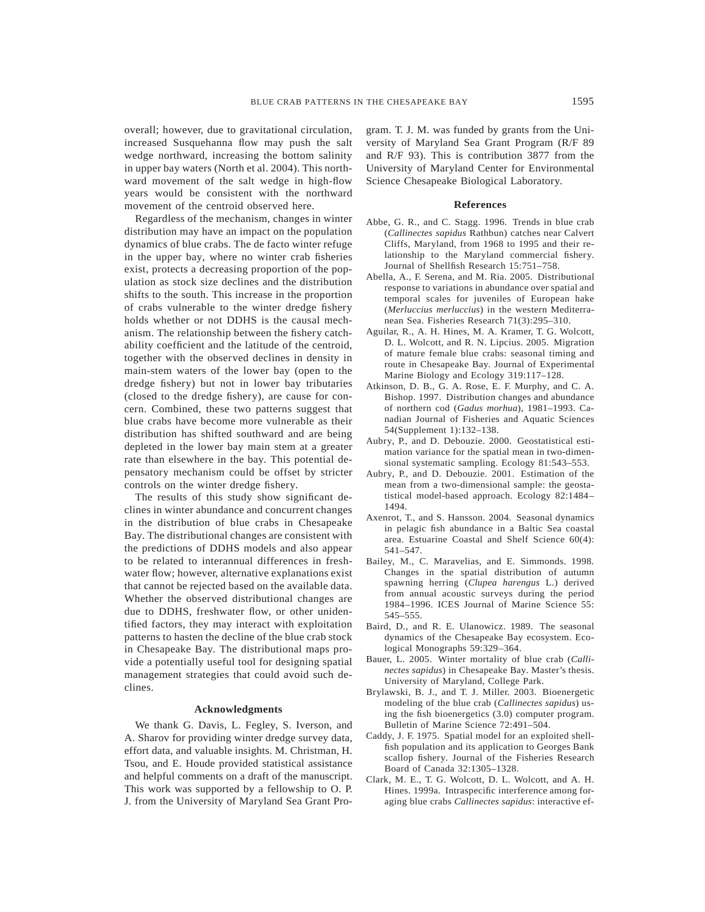overall; however, due to gravitational circulation, increased Susquehanna flow may push the salt wedge northward, increasing the bottom salinity in upper bay waters (North et al. 2004). This northward movement of the salt wedge in high-flow years would be consistent with the northward movement of the centroid observed here.

Regardless of the mechanism, changes in winter distribution may have an impact on the population dynamics of blue crabs. The de facto winter refuge in the upper bay, where no winter crab fisheries exist, protects a decreasing proportion of the population as stock size declines and the distribution shifts to the south. This increase in the proportion of crabs vulnerable to the winter dredge fishery holds whether or not DDHS is the causal mechanism. The relationship between the fishery catchability coefficient and the latitude of the centroid, together with the observed declines in density in main-stem waters of the lower bay (open to the dredge fishery) but not in lower bay tributaries (closed to the dredge fishery), are cause for concern. Combined, these two patterns suggest that blue crabs have become more vulnerable as their distribution has shifted southward and are being depleted in the lower bay main stem at a greater rate than elsewhere in the bay. This potential depensatory mechanism could be offset by stricter controls on the winter dredge fishery.

The results of this study show significant declines in winter abundance and concurrent changes in the distribution of blue crabs in Chesapeake Bay. The distributional changes are consistent with the predictions of DDHS models and also appear to be related to interannual differences in freshwater flow; however, alternative explanations exist that cannot be rejected based on the available data. Whether the observed distributional changes are due to DDHS, freshwater flow, or other unidentified factors, they may interact with exploitation patterns to hasten the decline of the blue crab stock in Chesapeake Bay. The distributional maps provide a potentially useful tool for designing spatial management strategies that could avoid such declines.

## Acknowledgments

We thank G. Davis, L. Fegley, S. Iverson, and A. Sharov for providing winter dredge survey data, effort data, and valuable insights. M. Christman, H. Tsou, and E. Houde provided statistical assistance and helpful comments on a draft of the manuscript. This work was supported by a fellowship to O. P. J. from the University of Maryland Sea Grant Program. T. J. M. was funded by grants from the University of Maryland Sea Grant Program (R/F 89 and R/F 93). This is contribution 3877 from the University of Maryland Center for Environmental Science Chesapeake Biological Laboratory.

## References

Abbe, G. R., and C. Stagg. 1996. Trends in blue crab (*Callinectes sapidus* Rathbun) catches near Calvert Cliffs, Maryland, from 1968 to 1995 and their relationship to the Maryland commercial fishery. Journal of Shellfish Research 15:751–758.

Abella, A., F. Serena, and M. Ria. 2005. Distributional response to variations in abundance over spatial and temporal scales for juveniles of European hake (*Merluccius merluccius*) in the western Mediterranean Sea. Fisheries Research 71(3):295–310.

Aguilar, R., A. H. Hines, M. A. Kramer, T. G. Wolcott, D. L. Wolcott, and R. N. Lipcius. 2005. Migration of mature female blue crabs: seasonal timing and route in Chesapeake Bay. Journal of Experimental Marine Biology and Ecology 319:117–128.

Atkinson, D. B., G. A. Rose, E. F. Murphy, and C. A. Bishop. 1997. Distribution changes and abundance of northern cod (*Gadus morhua*), 1981–1993. Canadian Journal of Fisheries and Aquatic Sciences 54(Supplement 1):132–138.

Aubry, P., and D. Debouzie. 2000. Geostatistical estimation variance for the spatial mean in two-dimensional systematic sampling. Ecology 81:543–553.

Aubry, P., and D. Debouzie. 2001. Estimation of the mean from a two-dimensional sample: the geostatistical model-based approach. Ecology 82:1484–1494.

Axenrot, T., and S. Hansson. 2004. Seasonal dynamics in pelagic fish abundance in a Baltic Sea coastal area. Estuarine Coastal and Shelf Science 60(4): 541–547.

Bailey, M., C. Maravelias, and E. Simmonds. 1998. Changes in the spatial distribution of autumn spawning herring (*Clupea harengus* L.) derived from annual acoustic surveys during the period 1984–1996. ICES Journal of Marine Science 55: 545–555.

Baird, D., and R. E. Ulanowicz. 1989. The seasonal dynamics of the Chesapeake Bay ecosystem. Ecological Monographs 59:329–364.

Bauer, L. 2005. Winter mortality of blue crab (*Callinectes sapidus*) in Chesapeake Bay. Master's thesis. University of Maryland, College Park.

Brylawski, B. J., and T. J. Miller. 2003. Bioenergetic modeling of the blue crab (*Callinectes sapidus*) using the fish bioenergetics (3.0) computer program. Bulletin of Marine Science 72:491–504.

Caddy, J. F. 1975. Spatial model for an exploited shellfish population and its application to Georges Bank scallop fishery. Journal of the Fisheries Research Board of Canada 32:1305–1328.

Clark, M. E., T. G. Wolcott, D. L. Wolcott, and A. H. Hines. 1999a. Intraspecific interference among foraging blue crabs *Callinectes sapidus*: interactive ef-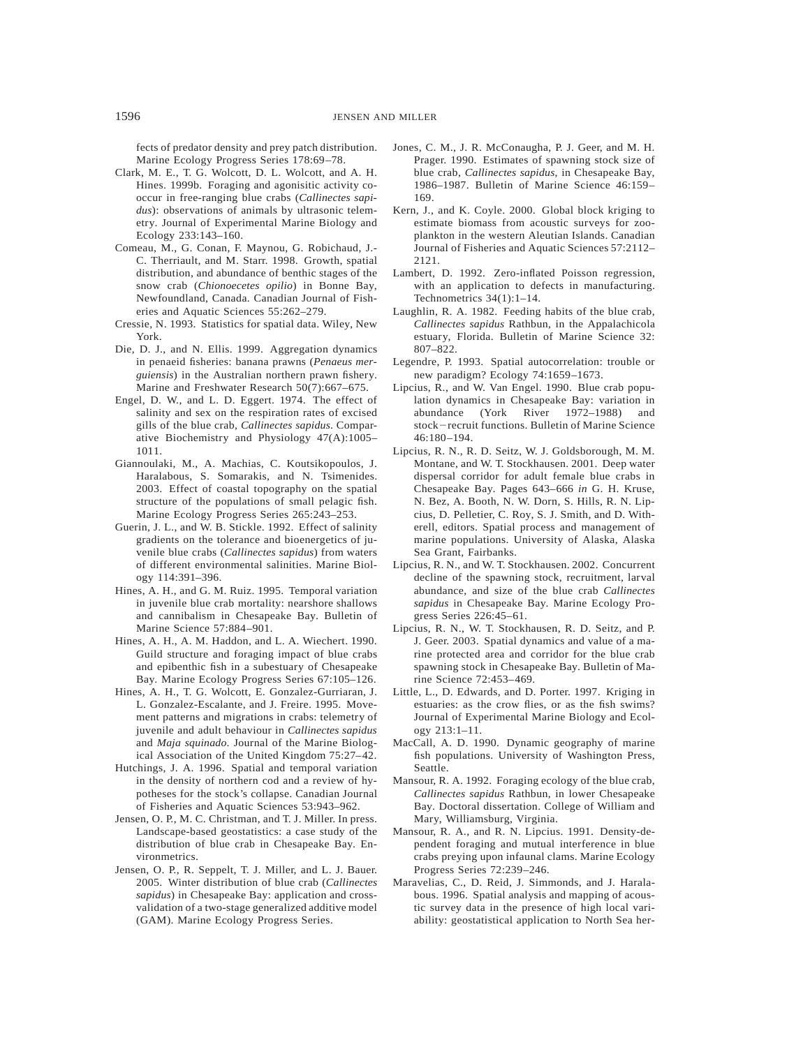fects of predator density and prey patch distribution. Marine Ecology Progress Series 178:69–78.

Clark, M. E., T. G. Wolcott, D. L. Wolcott, and A. H. Hines. 1999b. Foraging and agonisitic activity co-occur in free-ranging blue crabs (*Callinectes sapidus*): observations of animals by ultrasonic telemetry. Journal of Experimental Marine Biology and Ecology 233:143–160.

Comeau, M., G. Conan, F. Maynou, G. Robichaud, J.-C. Therriault, and M. Starr. 1998. Growth, spatial distribution, and abundance of benthic stages of the snow crab (*Chionoecetes opilio*) in Bonne Bay, Newfoundland, Canada. Canadian Journal of Fisheries and Aquatic Sciences 55:262–279.

Cressie, N. 1993. Statistics for spatial data. Wiley, New York.

Die, D. J., and N. Ellis. 1999. Aggregation dynamics in penaeid fisheries: banana prawns (*Penaeus merguiensis*) in the Australian northern prawn fishery. Marine and Freshwater Research 50(7):667–675.

Engel, D. W., and L. D. Eggert. 1974. The effect of salinity and sex on the respiration rates of excised gills of the blue crab, *Callinectes sapidus*. Comparative Biochemistry and Physiology 47(A):1005–1011.

Giannoulaki, M., A. Machias, C. Koutsikopoulos, J. Haralabous, S. Somarakis, and N. Tsimenides. 2003. Effect of coastal topography on the spatial structure of the populations of small pelagic fish. Marine Ecology Progress Series 265:243–253.

Guerin, J. L., and W. B. Stickle. 1992. Effect of salinity gradients on the tolerance and bioenergetics of juvenile blue crabs (*Callinectes sapidus*) from waters of different environmental salinities. Marine Biology 114:391–396.

Hines, A. H., and G. M. Ruiz. 1995. Temporal variation in juvenile blue crab mortality: nearshore shallows and cannibalism in Chesapeake Bay. Bulletin of Marine Science 57:884–901.

Hines, A. H., A. M. Haddon, and L. A. Wiechert. 1990. Guild structure and foraging impact of blue crabs and epibenthic fish in a subestuary of Chesapeake Bay. Marine Ecology Progress Series 67:105–126.

Hines, A. H., T. G. Wolcott, E. Gonzalez-Gurriaran, J. L. Gonzalez-Escalante, and J. Freire. 1995. Movement patterns and migrations in crabs: telemetry of juvenile and adult behaviour in *Callinectes sapidus* and *Maja squinado*. Journal of the Marine Biological Association of the United Kingdom 75:27–42.

Hutchings, J. A. 1996. Spatial and temporal variation in the density of northern cod and a review of hypotheses for the stock's collapse. Canadian Journal of Fisheries and Aquatic Sciences 53:943–962.

Jensen, O. P., M. C. Christman, and T. J. Miller. In press. Landscape-based geostatistics: a case study of the distribution of blue crab in Chesapeake Bay. Environmetrics.

Jensen, O. P., R. Seppelt, T. J. Miller, and L. J. Bauer. 2005. Winter distribution of blue crab (*Callinectes sapidus*) in Chesapeake Bay: application and cross-validation of a two-stage generalized additive model (GAM). Marine Ecology Progress Series.

Jones, C. M., J. R. McConaugha, P. J. Geer, and M. H. Prager. 1990. Estimates of spawning stock size of blue crab, *Callinectes sapidus*, in Chesapeake Bay, 1986–1987. Bulletin of Marine Science 46:159–169.

Kern, J., and K. Coyle. 2000. Global block kriging to estimate biomass from acoustic surveys for zooplankton in the western Aleutian Islands. Canadian Journal of Fisheries and Aquatic Sciences 57:2112–2121.

Lambert, D. 1992. Zero-inflated Poisson regression, with an application to defects in manufacturing. Technometrics 34(1):1–14.

Laughlin, R. A. 1982. Feeding habits of the blue crab, *Callinectes sapidus* Rathbun, in the Appalachicola estuary, Florida. Bulletin of Marine Science 32: 807–822.

Legendre, P. 1993. Spatial autocorrelation: trouble or new paradigm? Ecology 74:1659–1673.

Lipcius, R., and W. Van Engel. 1990. Blue crab population dynamics in Chesapeake Bay: variation in abundance (York River 1972–1988) and stock−recruit functions. Bulletin of Marine Science 46:180–194.

Lipcius, R. N., R. D. Seitz, W. J. Goldsborough, M. M. Montane, and W. T. Stockhausen. 2001. Deep water dispersal corridor for adult female blue crabs in Chesapeake Bay. Pages 643–666 *in* G. H. Kruse, N. Bez, A. Booth, N. W. Dorn, S. Hills, R. N. Lipcius, D. Pelletier, C. Roy, S. J. Smith, and D. Witherell, editors. Spatial process and management of marine populations. University of Alaska, Alaska Sea Grant, Fairbanks.

Lipcius, R. N., and W. T. Stockhausen. 2002. Concurrent decline of the spawning stock, recruitment, larval abundance, and size of the blue crab *Callinectes sapidus* in Chesapeake Bay. Marine Ecology Progress Series 226:45–61.

Lipcius, R. N., W. T. Stockhausen, R. D. Seitz, and P. J. Geer. 2003. Spatial dynamics and value of a marine protected area and corridor for the blue crab spawning stock in Chesapeake Bay. Bulletin of Marine Science 72:453–469.

Little, L., D. Edwards, and D. Porter. 1997. Kriging in estuaries: as the crow flies, or as the fish swims? Journal of Experimental Marine Biology and Ecology 213:1–11.

MacCall, A. D. 1990. Dynamic geography of marine fish populations. University of Washington Press, Seattle.

Mansour, R. A. 1992. Foraging ecology of the blue crab, *Callinectes sapidus* Rathbun, in lower Chesapeake Bay. Doctoral dissertation. College of William and Mary, Williamsburg, Virginia.

Mansour, R. A., and R. N. Lipcius. 1991. Density-dependent foraging and mutual interference in blue crabs preying upon infaunal clams. Marine Ecology Progress Series 72:239–246.

Maravelias, C., D. Reid, J. Simmonds, and J. Haralabous. 1996. Spatial analysis and mapping of acoustic survey data in the presence of high local variability: geostatistical application to North Sea her-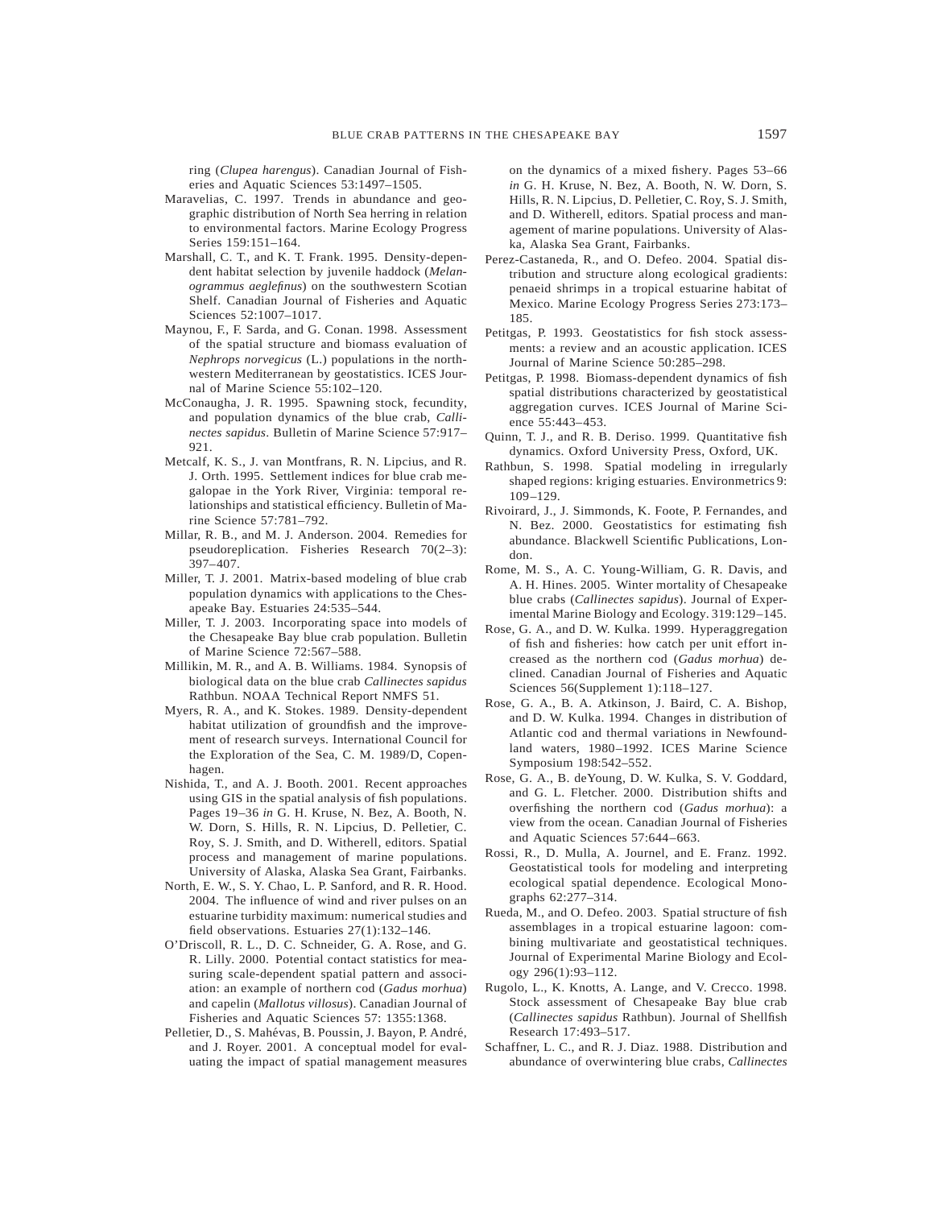ring (*Clupea harengus*). Canadian Journal of Fisheries and Aquatic Sciences 53:1497–1505.

Maravelias, C. 1997. Trends in abundance and geographic distribution of North Sea herring in relation to environmental factors. Marine Ecology Progress Series 159:151–164.

Marshall, C. T., and K. T. Frank. 1995. Density-dependent habitat selection by juvenile haddock (*Melanogrammus aeglefinus*) on the southwestern Scotian Shelf. Canadian Journal of Fisheries and Aquatic Sciences 52:1007–1017.

Maynou, F., F. Sarda, and G. Conan. 1998. Assessment of the spatial structure and biomass evaluation of *Nephrops norvegicus* (L.) populations in the northwestern Mediterranean by geostatistics. ICES Journal of Marine Science 55:102–120.

McConaugha, J. R. 1995. Spawning stock, fecundity, and population dynamics of the blue crab, *Callinectes sapidus*. Bulletin of Marine Science 57:917–921.

Metcalf, K. S., J. van Montfrans, R. N. Lipcius, and R. J. Orth. 1995. Settlement indices for blue crab megalopae in the York River, Virginia: temporal relationships and statistical efficiency. Bulletin of Marine Science 57:781–792.

Millar, R. B., and M. J. Anderson. 2004. Remedies for pseudoreplication. Fisheries Research 70(2–3): 397–407.

Miller, T. J. 2001. Matrix-based modeling of blue crab population dynamics with applications to the Chesapeake Bay. Estuaries 24:535–544.

Miller, T. J. 2003. Incorporating space into models of the Chesapeake Bay blue crab population. Bulletin of Marine Science 72:567–588.

Millikin, M. R., and A. B. Williams. 1984. Synopsis of biological data on the blue crab *Callinectes sapidus* Rathbun. NOAA Technical Report NMFS 51.

Myers, R. A., and K. Stokes. 1989. Density-dependent habitat utilization of groundfish and the improvement of research surveys. International Council for the Exploration of the Sea, C. M. 1989/D, Copenhagen.

Nishida, T., and A. J. Booth. 2001. Recent approaches using GIS in the spatial analysis of fish populations. Pages 19–36 *in* G. H. Kruse, N. Bez, A. Booth, N. W. Dorn, S. Hills, R. N. Lipcius, D. Pelletier, C. Roy, S. J. Smith, and D. Witherell, editors. Spatial process and management of marine populations. University of Alaska, Alaska Sea Grant, Fairbanks.

North, E. W., S. Y. Chao, L. P. Sanford, and R. R. Hood. 2004. The influence of wind and river pulses on an estuarine turbidity maximum: numerical studies and field observations. Estuaries 27(1):132–146.

O'Driscoll, R. L., D. C. Schneider, G. A. Rose, and G. R. Lilly. 2000. Potential contact statistics for measuring scale-dependent spatial pattern and association: an example of northern cod (*Gadus morhua*) and capelin (*Mallotus villosus*). Canadian Journal of Fisheries and Aquatic Sciences 57: 1355:1368.

Pelletier, D., S. Mahévas, B. Poussin, J. Bayon, P. André, and J. Royer. 2001. A conceptual model for evaluating the impact of spatial management measures on the dynamics of a mixed fishery. Pages 53–66 *in* G. H. Kruse, N. Bez, A. Booth, N. W. Dorn, S. Hills, R. N. Lipcius, D. Pelletier, C. Roy, S. J. Smith, and D. Witherell, editors. Spatial process and management of marine populations. University of Alaska, Alaska Sea Grant, Fairbanks.

Perez-Castaneda, R., and O. Defeo. 2004. Spatial distribution and structure along ecological gradients: penaeid shrimps in a tropical estuarine habitat of Mexico. Marine Ecology Progress Series 273:173–185.

Petitgas, P. 1993. Geostatistics for fish stock assessments: a review and an acoustic application. ICES Journal of Marine Science 50:285–298.

Petitgas, P. 1998. Biomass-dependent dynamics of fish spatial distributions characterized by geostatistical aggregation curves. ICES Journal of Marine Science 55:443–453.

Quinn, T. J., and R. B. Deriso. 1999. Quantitative fish dynamics. Oxford University Press, Oxford, UK.

Rathbun, S. 1998. Spatial modeling in irregularly shaped regions: kriging estuaries. Environmetrics 9: 109–129.

Rivoirard, J., J. Simmonds, K. Foote, P. Fernandes, and N. Bez. 2000. Geostatistics for estimating fish abundance. Blackwell Scientific Publications, London.

Rome, M. S., A. C. Young-William, G. R. Davis, and A. H. Hines. 2005. Winter mortality of Chesapeake blue crabs (*Callinectes sapidus*). Journal of Experimental Marine Biology and Ecology. 319:129–145.

Rose, G. A., and D. W. Kulka. 1999. Hyperaggregation of fish and fisheries: how catch per unit effort increased as the northern cod (*Gadus morhua*) declined. Canadian Journal of Fisheries and Aquatic Sciences 56(Supplement 1):118–127.

Rose, G. A., B. A. Atkinson, J. Baird, C. A. Bishop, and D. W. Kulka. 1994. Changes in distribution of Atlantic cod and thermal variations in Newfoundland waters, 1980–1992. ICES Marine Science Symposium 198:542–552.

Rose, G. A., B. deYoung, D. W. Kulka, S. V. Goddard, and G. L. Fletcher. 2000. Distribution shifts and overfishing the northern cod (*Gadus morhua*): a view from the ocean. Canadian Journal of Fisheries and Aquatic Sciences 57:644–663.

Rossi, R., D. Mulla, A. Journel, and E. Franz. 1992. Geostatistical tools for modeling and interpreting ecological spatial dependence. Ecological Monographs 62:277–314.

Rueda, M., and O. Defeo. 2003. Spatial structure of fish assemblages in a tropical estuarine lagoon: combining multivariate and geostatistical techniques. Journal of Experimental Marine Biology and Ecology 296(1):93–112.

Rugolo, L., K. Knotts, A. Lange, and V. Crecco. 1998. Stock assessment of Chesapeake Bay blue crab (*Callinectes sapidus* Rathbun). Journal of Shellfish Research 17:493–517.

Schaffner, L. C., and R. J. Diaz. 1988. Distribution and abundance of overwintering blue crabs, *Callinectes*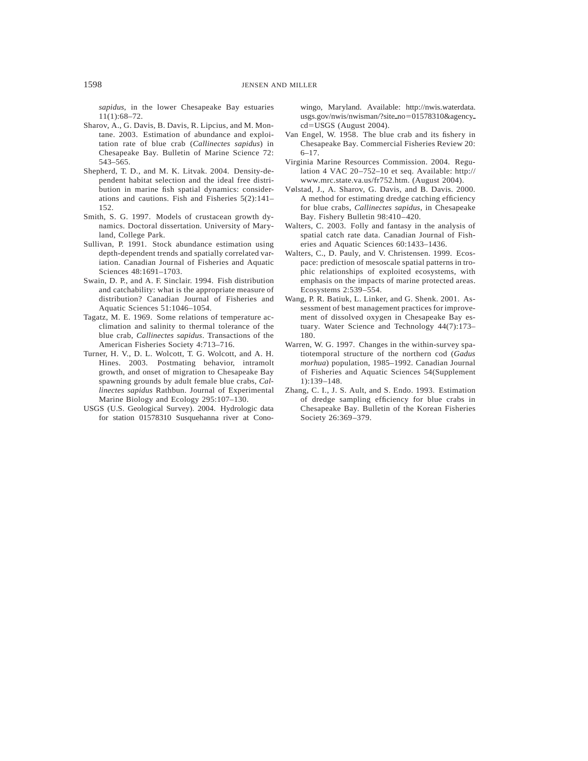*sapidus*, in the lower Chesapeake Bay estuaries 11(1):68–72.

Sharov, A., G. Davis, B. Davis, R. Lipcius, and M. Montane. 2003. Estimation of abundance and exploitation rate of blue crab (*Callinectes sapidus*) in Chesapeake Bay. Bulletin of Marine Science 72: 543–565.

Shepherd, T. D., and M. K. Litvak. 2004. Density-dependent habitat selection and the ideal free distribution in marine fish spatial dynamics: considerations and cautions. Fish and Fisheries 5(2):141–152.

Smith, S. G. 1997. Models of crustacean growth dynamics. Doctoral dissertation. University of Maryland, College Park.

Sullivan, P. 1991. Stock abundance estimation using depth-dependent trends and spatially correlated variation. Canadian Journal of Fisheries and Aquatic Sciences 48:1691–1703.

Swain, D. P., and A. F. Sinclair. 1994. Fish distribution and catchability: what is the appropriate measure of distribution? Canadian Journal of Fisheries and Aquatic Sciences 51:1046–1054.

Tagatz, M. E. 1969. Some relations of temperature acclimation and salinity to thermal tolerance of the blue crab, *Callinectes sapidus*. Transactions of the American Fisheries Society 4:713–716.

Turner, H. V., D. L. Wolcott, T. G. Wolcott, and A. H. Hines. 2003. Postmating behavior, intramolt growth, and onset of migration to Chesapeake Bay spawning grounds by adult female blue crabs, *Callinectes sapidus* Rathbun. Journal of Experimental Marine Biology and Ecology 295:107–130.

USGS (U.S. Geological Survey). 2004. Hydrologic data for station 01578310 Susquehanna river at Conowingo, Maryland. Available: http://nwis.waterdata.usgs.gov/nwis/nwisman/?site_no=01578310&agency_cd=USGS (August 2004).

Van Engel, W. 1958. The blue crab and its fishery in Chesapeake Bay. Commercial Fisheries Review 20: 6–17.

Virginia Marine Resources Commission. 2004. Regulation 4 VAC 20–752–10 et seq. Available: http://www.mrc.state.va.us/fr752.htm. (August 2004).

Vølstad, J., A. Sharov, G. Davis, and B. Davis. 2000. A method for estimating dredge catching efficiency for blue crabs, *Callinectes sapidus*, in Chesapeake Bay. Fishery Bulletin 98:410–420.

Walters, C. 2003. Folly and fantasy in the analysis of spatial catch rate data. Canadian Journal of Fisheries and Aquatic Sciences 60:1433–1436.

Walters, C., D. Pauly, and V. Christensen. 1999. Ecospace: prediction of mesoscale spatial patterns in trophic relationships of exploited ecosystems, with emphasis on the impacts of marine protected areas. Ecosystems 2:539–554.

Wang, P. R. Batiuk, L. Linker, and G. Shenk. 2001. Assessment of best management practices for improvement of dissolved oxygen in Chesapeake Bay estuary. Water Science and Technology 44(7):173–180.

Warren, W. G. 1997. Changes in the within-survey spatiotemporal structure of the northern cod (*Gadus morhua*) population, 1985–1992. Canadian Journal of Fisheries and Aquatic Sciences 54(Supplement 1):139–148.

Zhang, C. I., J. S. Ault, and S. Endo. 1993. Estimation of dredge sampling efficiency for blue crabs in Chesapeake Bay. Bulletin of the Korean Fisheries Society 26:369–379.